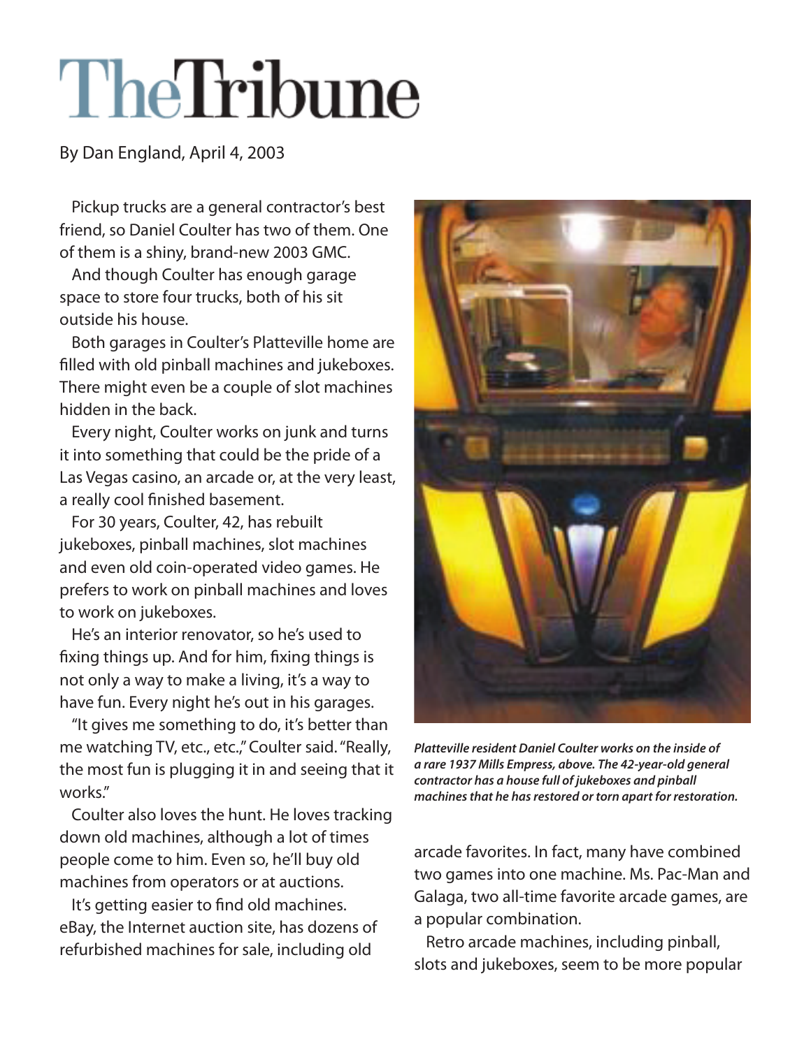# The Tribune

By Dan England, April 4, 2003

Pickup trucks are a general contractor's best friend, so Daniel Coulter has two of them. One of them is a shiny, brand-new 2003 GMC.

And though Coulter has enough garage space to store four trucks, both of his sit outside his house.

Both garages in Coulter's Platteville home are filled with old pinball machines and jukeboxes. There might even be a couple of slot machines hidden in the back.

Every night, Coulter works on junk and turns it into something that could be the pride of a Las Vegas casino, an arcade or, at the very least, a really cool finished basement.

For 30 years, Coulter, 42, has rebuilt jukeboxes, pinball machines, slot machines and even old coin-operated video games. He prefers to work on pinball machines and loves to work on jukeboxes.

He's an interior renovator, so he's used to fixing things up. And for him, fixing things is not only a way to make a living, it's a way to have fun. Every night he's out in his garages.

"It gives me something to do, it's better than me watching TV, etc., etc.," Coulter said. "Really, the most fun is plugging it in and seeing that it works."

Coulter also loves the hunt. He loves tracking down old machines, although a lot of times people come to him. Even so, he'll buy old machines from operators or at auctions.

It's getting easier to find old machines. eBay, the Internet auction site, has dozens of refurbished machines for sale, including old arcade favorites. In fact, many have combined two games into one machine. Ms. Pac-Man and Galaga, two all-time favorite arcade games, are a popular combination.

***Platteville resident Daniel Coulter works on the inside of a rare 1937 Mills Empress, above. The 42-year-old general contractor has a house full of jukeboxes and pinball machines that he has restored or torn apart for restoration.***

Retro arcade machines, including pinball, slots and jukeboxes, seem to be more popular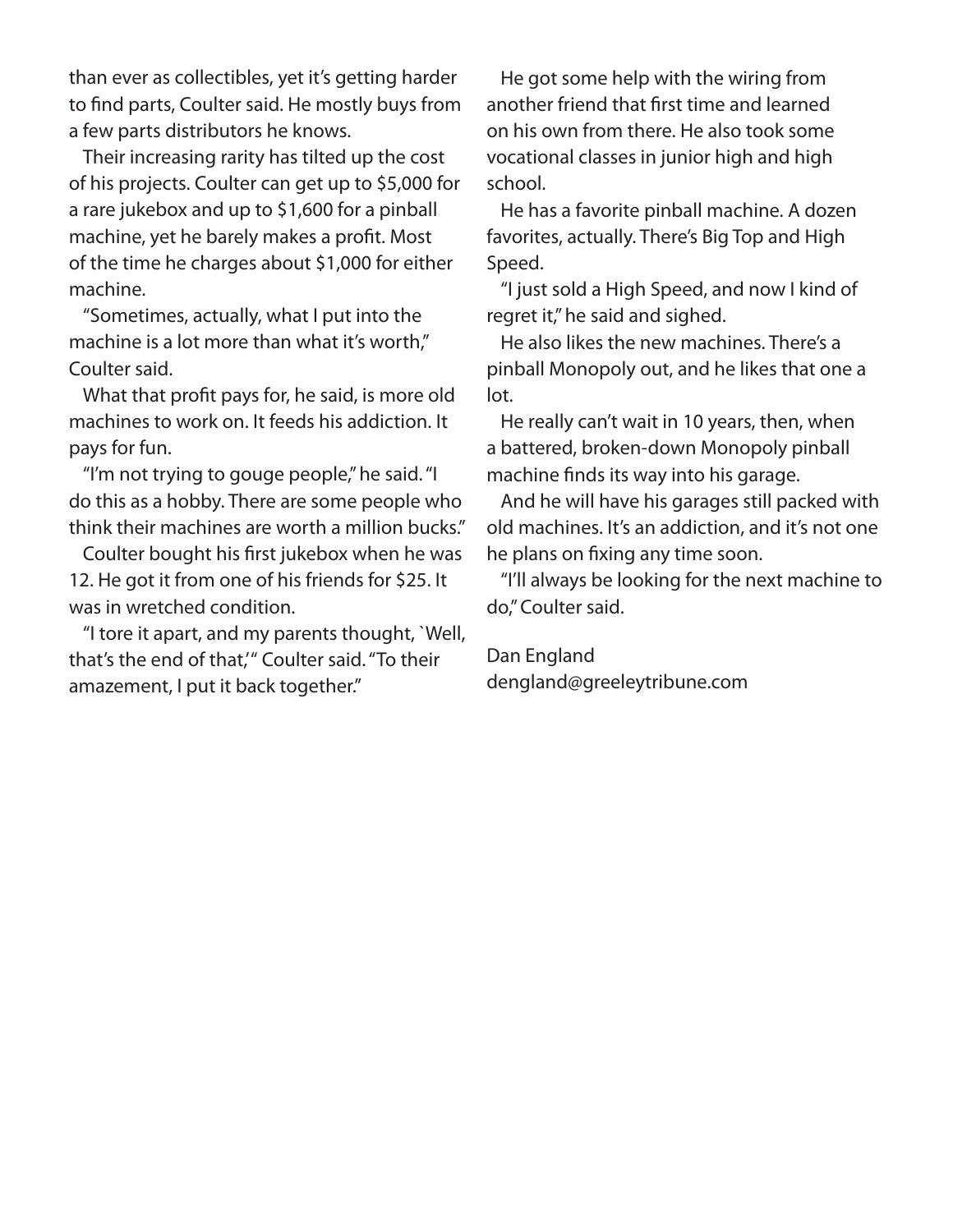than ever as collectibles, yet it's getting harder to find parts, Coulter said. He mostly buys from a few parts distributors he knows.

Their increasing rarity has tilted up the cost of his projects. Coulter can get up to $5,000 for a rare jukebox and up to $1,600 for a pinball machine, yet he barely makes a profit. Most of the time he charges about $1,000 for either machine.

"Sometimes, actually, what I put into the machine is a lot more than what it's worth," Coulter said.

What that profit pays for, he said, is more old machines to work on. It feeds his addiction. It pays for fun.

"I'm not trying to gouge people," he said. "I do this as a hobby. There are some people who think their machines are worth a million bucks."

Coulter bought his first jukebox when he was 12. He got it from one of his friends for $25. It was in wretched condition.

"I tore it apart, and my parents thought, `Well, that's the end of that,'" Coulter said. "To their amazement, I put it back together."

He got some help with the wiring from another friend that first time and learned on his own from there. He also took some vocational classes in junior high and high school.

He has a favorite pinball machine. A dozen favorites, actually. There's Big Top and High Speed.

"I just sold a High Speed, and now I kind of regret it," he said and sighed.

He also likes the new machines. There's a pinball Monopoly out, and he likes that one a lot.

He really can't wait in 10 years, then, when a battered, broken-down Monopoly pinball machine finds its way into his garage.

And he will have his garages still packed with old machines. It's an addiction, and it's not one he plans on fixing any time soon.

"I'll always be looking for the next machine to do," Coulter said.

Dan England
dengland@greeleytribune.com